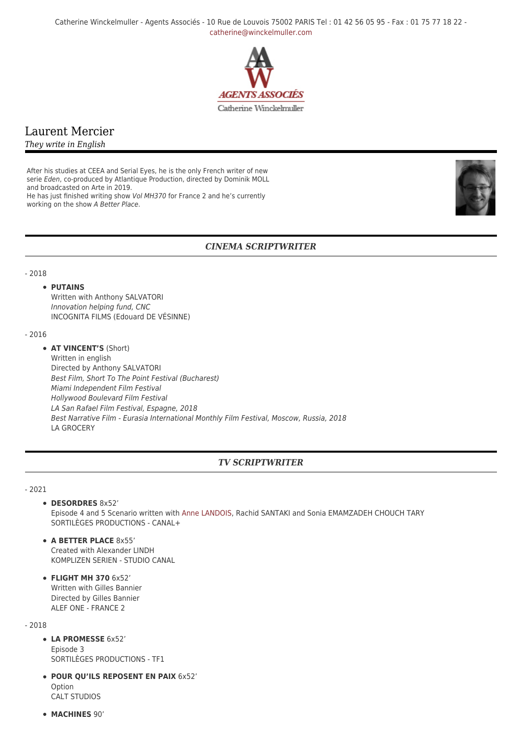Catherine Winckelmuller - Agents Associés - 10 Rue de Louvois 75002 PARIS Tel : 01 42 56 05 95 - Fax : 01 75 77 18 22 - catherine@winckelmuller.com

# Laurent Mercier

*They write in English*

After his studies at CEEA and Serial Eyes, he is the only French writer of new serie *Eden*, co-produced by Atlantique Production, directed by Dominik MOLL and broadcasted on Arte in 2019.
He has just finished writing show *Vol MH370* for France 2 and he's currently working on the show *A Better Place*.

## *CINEMA SCRIPTWRITER*

- 2018

- **PUTAINS**
  Written with Anthony SALVATORI
  *Innovation helping fund, CNC*
  INCOGNITA FILMS (Edouard DE VÉSINNE)

- 2016

- **AT VINCENT'S** (Short)
  Written in english
  Directed by Anthony SALVATORI
  *Best Film, Short To The Point Festival (Bucharest)*
  *Miami Independent Film Festival*
  *Hollywood Boulevard Film Festival*
  *LA San Rafael Film Festival, Espagne, 2018*
  *Best Narrative Film - Eurasia International Monthly Film Festival, Moscow, Russia, 2018*
  LA GROCERY

## *TV SCRIPTWRITER*

- 2021

- **DESORDRES** 8x52'
  Episode 4 and 5 Scenario written with Anne LANDOIS, Rachid SANTAKI and Sonia EMAMZADEH CHOUCH TARY
  SORTILÈGES PRODUCTIONS - CANAL+

- **A BETTER PLACE** 8x55'
  Created with Alexander LINDH
  KOMPLIZEN SERIEN - STUDIO CANAL

- **FLIGHT MH 370** 6x52'
  Written with Gilles Bannier
  Directed by Gilles Bannier
  ALEF ONE - FRANCE 2

- 2018

- **LA PROMESSE** 6x52'
  Episode 3
  SORTILÈGES PRODUCTIONS - TF1

- **POUR QU'ILS REPOSENT EN PAIX** 6x52'
  Option
  CALT STUDIOS

- **MACHINES** 90'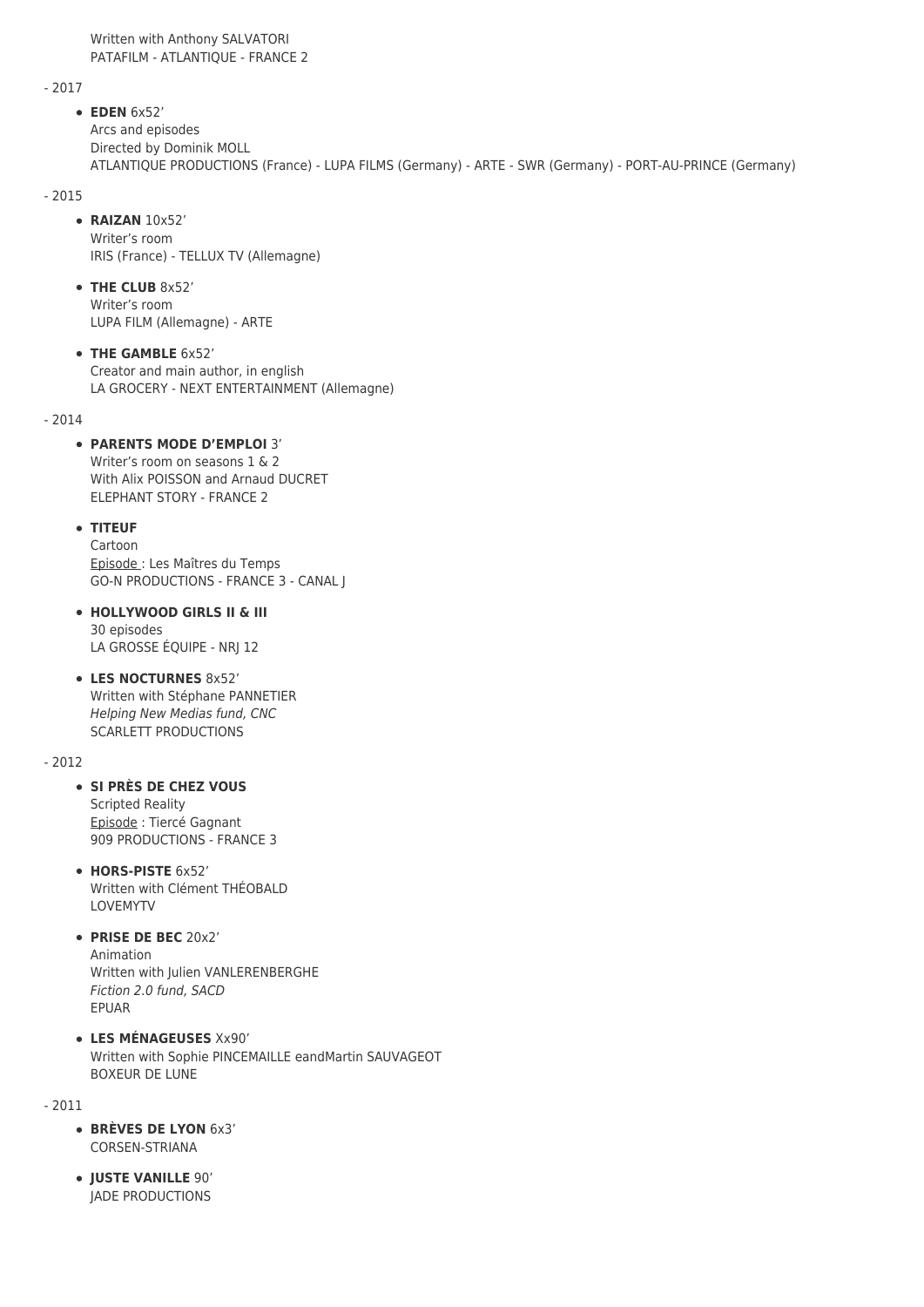Written with Anthony SALVATORI
PATAFILM - ATLANTIQUE - FRANCE 2

- 2017

  - **EDEN** 6x52’
    Arcs and episodes
    Directed by Dominik MOLL
    ATLANTIQUE PRODUCTIONS (France) - LUPA FILMS (Germany) - ARTE - SWR (Germany) - PORT-AU-PRINCE (Germany)

- 2015

  - **RAIZAN** 10x52’
    Writer’s room
    IRIS (France) - TELLUX TV (Allemagne)

  - **THE CLUB** 8x52’
    Writer’s room
    LUPA FILM (Allemagne) - ARTE

  - **THE GAMBLE** 6x52’
    Creator and main author, in english
    LA GROCERY - NEXT ENTERTAINMENT (Allemagne)

- 2014

  - **PARENTS MODE D’EMPLOI** 3’
    Writer’s room on seasons 1 & 2
    With Alix POISSON and Arnaud DUCRET
    ELEPHANT STORY - FRANCE 2

  - **TITEUF**
    Cartoon
    Episode : Les Maîtres du Temps
    GO-N PRODUCTIONS - FRANCE 3 - CANAL J

  - **HOLLYWOOD GIRLS II & III**
    30 episodes
    LA GROSSE ÉQUIPE - NRJ 12

  - **LES NOCTURNES** 8x52’
    Written with Stéphane PANNETIER
    *Helping New Medias fund, CNC*
    SCARLETT PRODUCTIONS

- 2012

  - **SI PRÈS DE CHEZ VOUS**
    Scripted Reality
    Episode : Tiercé Gagnant
    909 PRODUCTIONS - FRANCE 3

  - **HORS-PISTE** 6x52’
    Written with Clément THÉOBALD
    LOVEMYTV

  - **PRISE DE BEC** 20x2’
    Animation
    Written with Julien VANLERENBERGHE
    *Fiction 2.0 fund, SACD*
    EPUAR

  - **LES MÉNAGEUSES** Xx90’
    Written with Sophie PINCEMAILLE eandMartin SAUVAGEOT
    BOXEUR DE LUNE

- 2011

  - **BRÈVES DE LYON** 6x3’
    CORSEN-STRIANA

  - **JUSTE VANILLE** 90’
    JADE PRODUCTIONS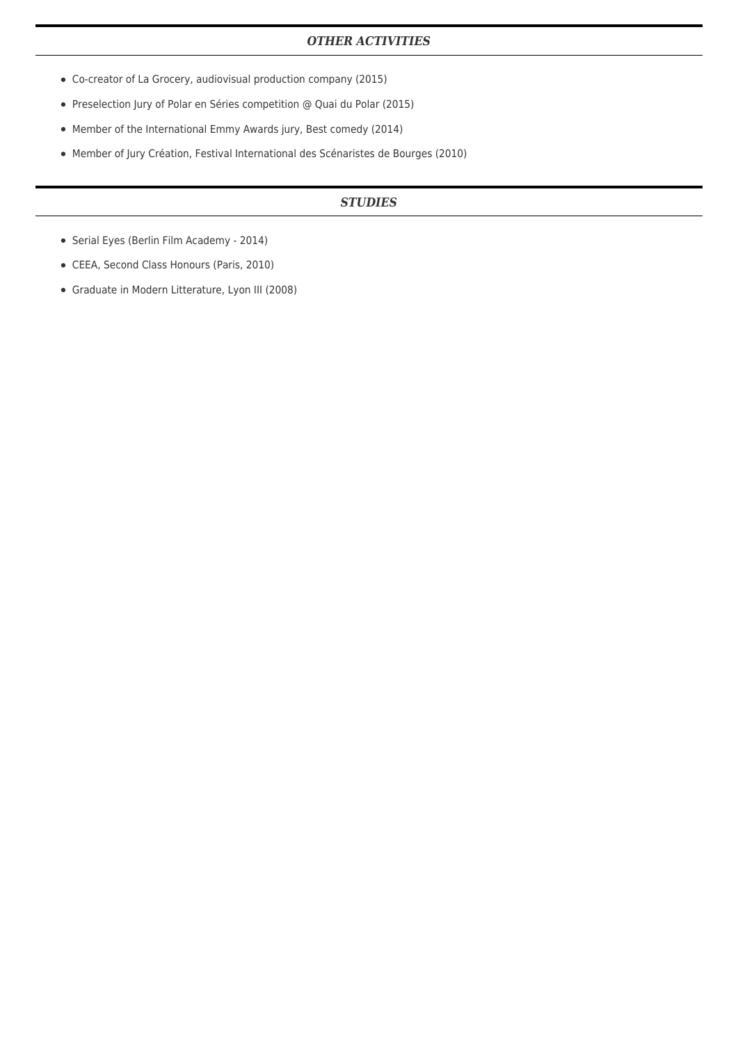## *OTHER ACTIVITIES*

- Co-creator of La Grocery, audiovisual production company (2015)
- Preselection Jury of Polar en Séries competition @ Quai du Polar (2015)
- Member of the International Emmy Awards jury, Best comedy (2014)
- Member of Jury Création, Festival International des Scénaristes de Bourges (2010)

## *STUDIES*

- Serial Eyes (Berlin Film Academy - 2014)
- CEEA, Second Class Honours (Paris, 2010)
- Graduate in Modern Litterature, Lyon III (2008)